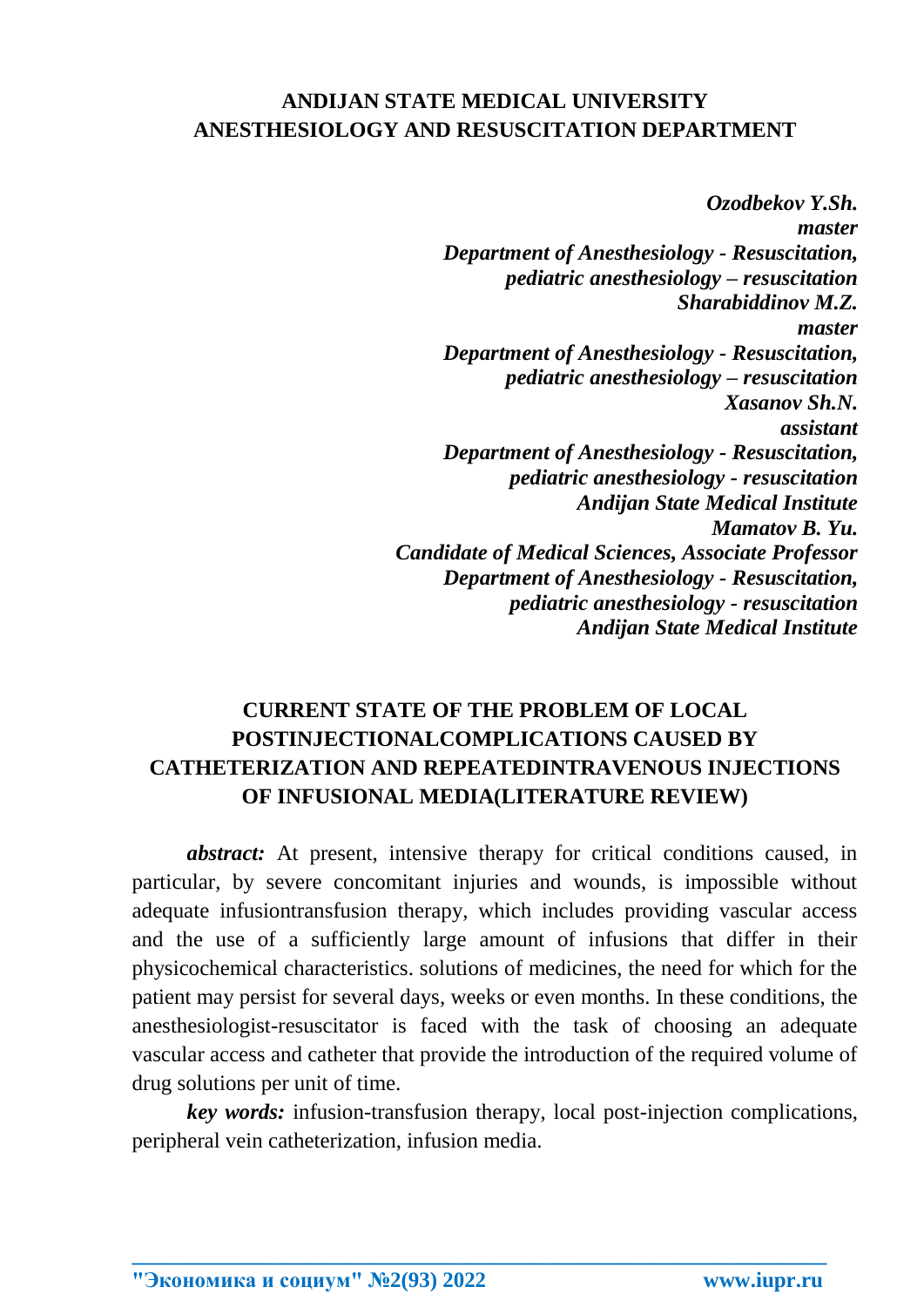**ANDIJAN STATE MEDICAL UNIVERSITY**
**ANESTHESIOLOGY AND RESUSCITATION DEPARTMENT**

***Ozodbekov Y.Sh.***
***master***
***Department of Anesthesiology - Resuscitation, pediatric anesthesiology – resuscitation***
***Sharabiddinov M.Z.***
***master***
***Department of Anesthesiology - Resuscitation, pediatric anesthesiology – resuscitation***
***Xasanov Sh.N.***
***assistant***
***Department of Anesthesiology - Resuscitation, pediatric anesthesiology - resuscitation***
***Andijan State Medical Institute***
***Mamatov B. Yu.***
***Candidate of Medical Sciences, Associate Professor***
***Department of Anesthesiology - Resuscitation, pediatric anesthesiology - resuscitation***
***Andijan State Medical Institute***

# CURRENT STATE OF THE PROBLEM OF LOCAL POSTINJECTIONALCOMPLICATIONS CAUSED BY CATHETERIZATION AND REPEATEDINTRAVENOUS INJECTIONS OF INFUSIONAL MEDIA(LITERATURE REVIEW)

***abstract:*** At present, intensive therapy for critical conditions caused, in particular, by severe concomitant injuries and wounds, is impossible without adequate infusiontransfusion therapy, which includes providing vascular access and the use of a sufficiently large amount of infusions that differ in their physicochemical characteristics. solutions of medicines, the need for which for the patient may persist for several days, weeks or even months. In these conditions, the anesthesiologist-resuscitator is faced with the task of choosing an adequate vascular access and catheter that provide the introduction of the required volume of drug solutions per unit of time.

***key words:*** infusion-transfusion therapy, local post-injection complications, peripheral vein catheterization, infusion media.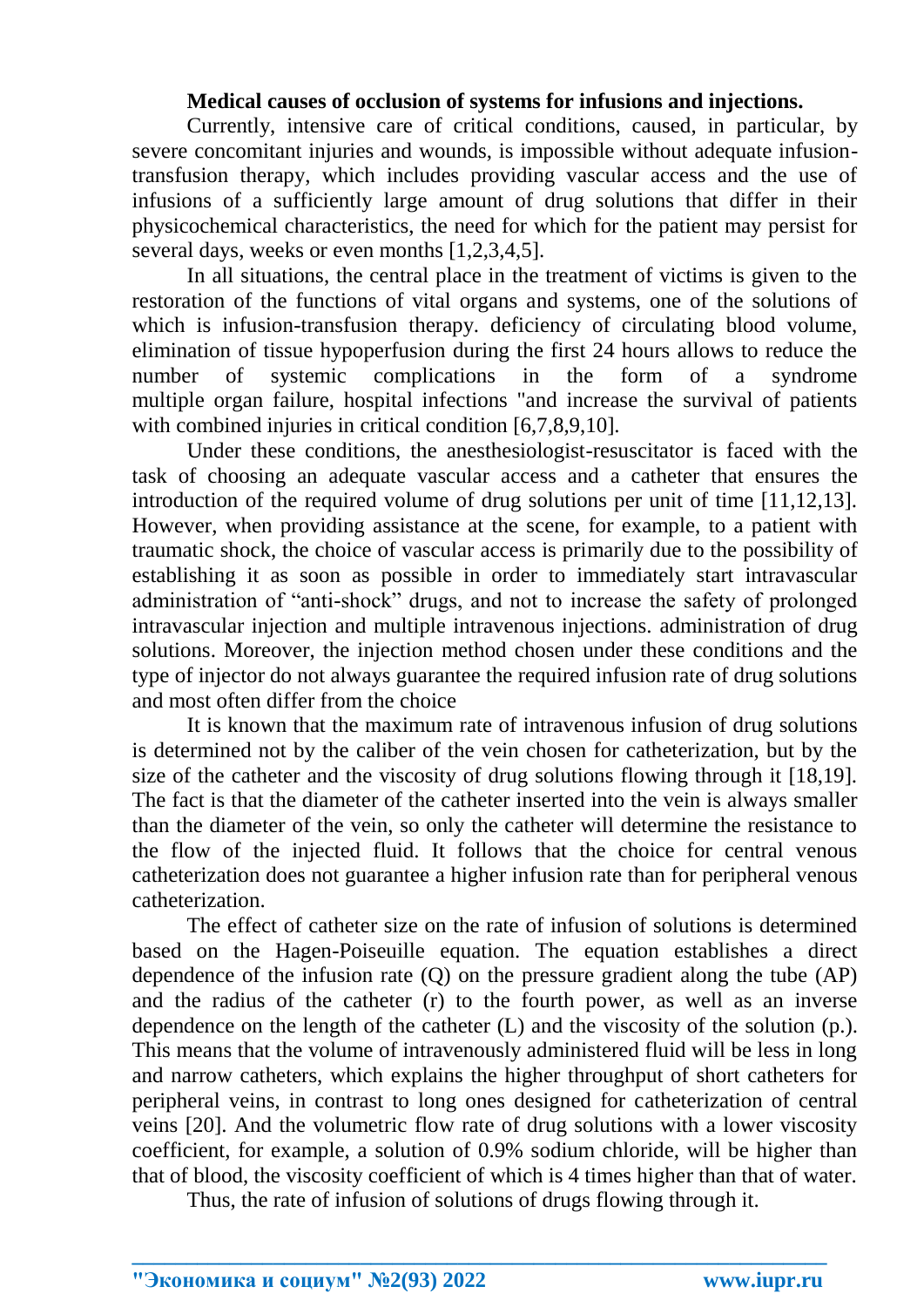**Medical causes of occlusion of systems for infusions and injections.**

Currently, intensive care of critical conditions, caused, in particular, by severe concomitant injuries and wounds, is impossible without adequate infusion-transfusion therapy, which includes providing vascular access and the use of infusions of a sufficiently large amount of drug solutions that differ in their physicochemical characteristics, the need for which for the patient may persist for several days, weeks or even months [1,2,3,4,5].

In all situations, the central place in the treatment of victims is given to the restoration of the functions of vital organs and systems, one of the solutions of which is infusion-transfusion therapy. deficiency of circulating blood volume, elimination of tissue hypoperfusion during the first 24 hours allows to reduce the number of systemic complications in the form of a syndrome multiple organ failure, hospital infections "and increase the survival of patients with combined injuries in critical condition [6,7,8,9,10].

Under these conditions, the anesthesiologist-resuscitator is faced with the task of choosing an adequate vascular access and a catheter that ensures the introduction of the required volume of drug solutions per unit of time [11,12,13]. However, when providing assistance at the scene, for example, to a patient with traumatic shock, the choice of vascular access is primarily due to the possibility of establishing it as soon as possible in order to immediately start intravascular administration of "anti-shock" drugs, and not to increase the safety of prolonged intravascular injection and multiple intravenous injections. administration of drug solutions. Moreover, the injection method chosen under these conditions and the type of injector do not always guarantee the required infusion rate of drug solutions and most often differ from the choice

It is known that the maximum rate of intravenous infusion of drug solutions is determined not by the caliber of the vein chosen for catheterization, but by the size of the catheter and the viscosity of drug solutions flowing through it [18,19]. The fact is that the diameter of the catheter inserted into the vein is always smaller than the diameter of the vein, so only the catheter will determine the resistance to the flow of the injected fluid. It follows that the choice for central venous catheterization does not guarantee a higher infusion rate than for peripheral venous catheterization.

The effect of catheter size on the rate of infusion of solutions is determined based on the Hagen-Poiseuille equation. The equation establishes a direct dependence of the infusion rate (Q) on the pressure gradient along the tube (AP) and the radius of the catheter (r) to the fourth power, as well as an inverse dependence on the length of the catheter (L) and the viscosity of the solution (p.). This means that the volume of intravenously administered fluid will be less in long and narrow catheters, which explains the higher throughput of short catheters for peripheral veins, in contrast to long ones designed for catheterization of central veins [20]. And the volumetric flow rate of drug solutions with a lower viscosity coefficient, for example, a solution of 0.9% sodium chloride, will be higher than that of blood, the viscosity coefficient of which is 4 times higher than that of water.

Thus, the rate of infusion of solutions of drugs flowing through it.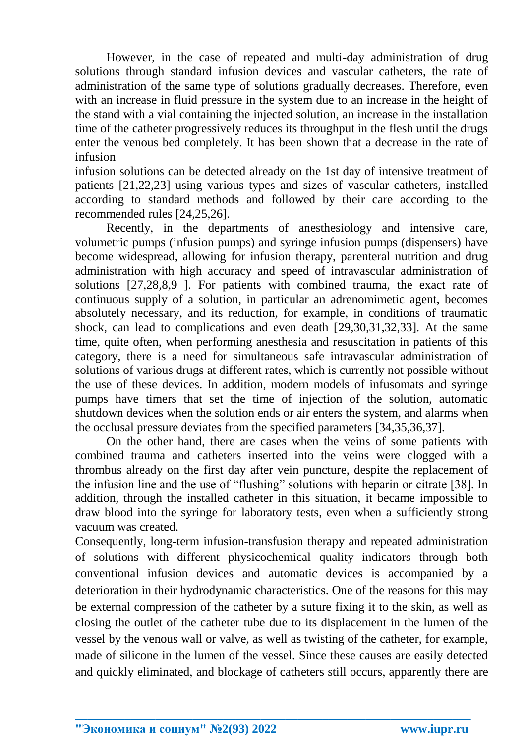However, in the case of repeated and multi-day administration of drug solutions through standard infusion devices and vascular catheters, the rate of administration of the same type of solutions gradually decreases. Therefore, even with an increase in fluid pressure in the system due to an increase in the height of the stand with a vial containing the injected solution, an increase in the installation time of the catheter progressively reduces its throughput in the flesh until the drugs enter the venous bed completely. It has been shown that a decrease in the rate of infusion

infusion solutions can be detected already on the 1st day of intensive treatment of patients [21,22,23] using various types and sizes of vascular catheters, installed according to standard methods and followed by their care according to the recommended rules [24,25,26].

Recently, in the departments of anesthesiology and intensive care, volumetric pumps (infusion pumps) and syringe infusion pumps (dispensers) have become widespread, allowing for infusion therapy, parenteral nutrition and drug administration with high accuracy and speed of intravascular administration of solutions [27,28,8,9 ]. For patients with combined trauma, the exact rate of continuous supply of a solution, in particular an adrenomimetic agent, becomes absolutely necessary, and its reduction, for example, in conditions of traumatic shock, can lead to complications and even death [29,30,31,32,33]. At the same time, quite often, when performing anesthesia and resuscitation in patients of this category, there is a need for simultaneous safe intravascular administration of solutions of various drugs at different rates, which is currently not possible without the use of these devices. In addition, modern models of infusomats and syringe pumps have timers that set the time of injection of the solution, automatic shutdown devices when the solution ends or air enters the system, and alarms when the occlusal pressure deviates from the specified parameters [34,35,36,37].

On the other hand, there are cases when the veins of some patients with combined trauma and catheters inserted into the veins were clogged with a thrombus already on the first day after vein puncture, despite the replacement of the infusion line and the use of "flushing" solutions with heparin or citrate [38]. In addition, through the installed catheter in this situation, it became impossible to draw blood into the syringe for laboratory tests, even when a sufficiently strong vacuum was created.

Consequently, long-term infusion-transfusion therapy and repeated administration of solutions with different physicochemical quality indicators through both conventional infusion devices and automatic devices is accompanied by a deterioration in their hydrodynamic characteristics. One of the reasons for this may be external compression of the catheter by a suture fixing it to the skin, as well as closing the outlet of the catheter tube due to its displacement in the lumen of the vessel by the venous wall or valve, as well as twisting of the catheter, for example, made of silicone in the lumen of the vessel. Since these causes are easily detected and quickly eliminated, and blockage of catheters still occurs, apparently there are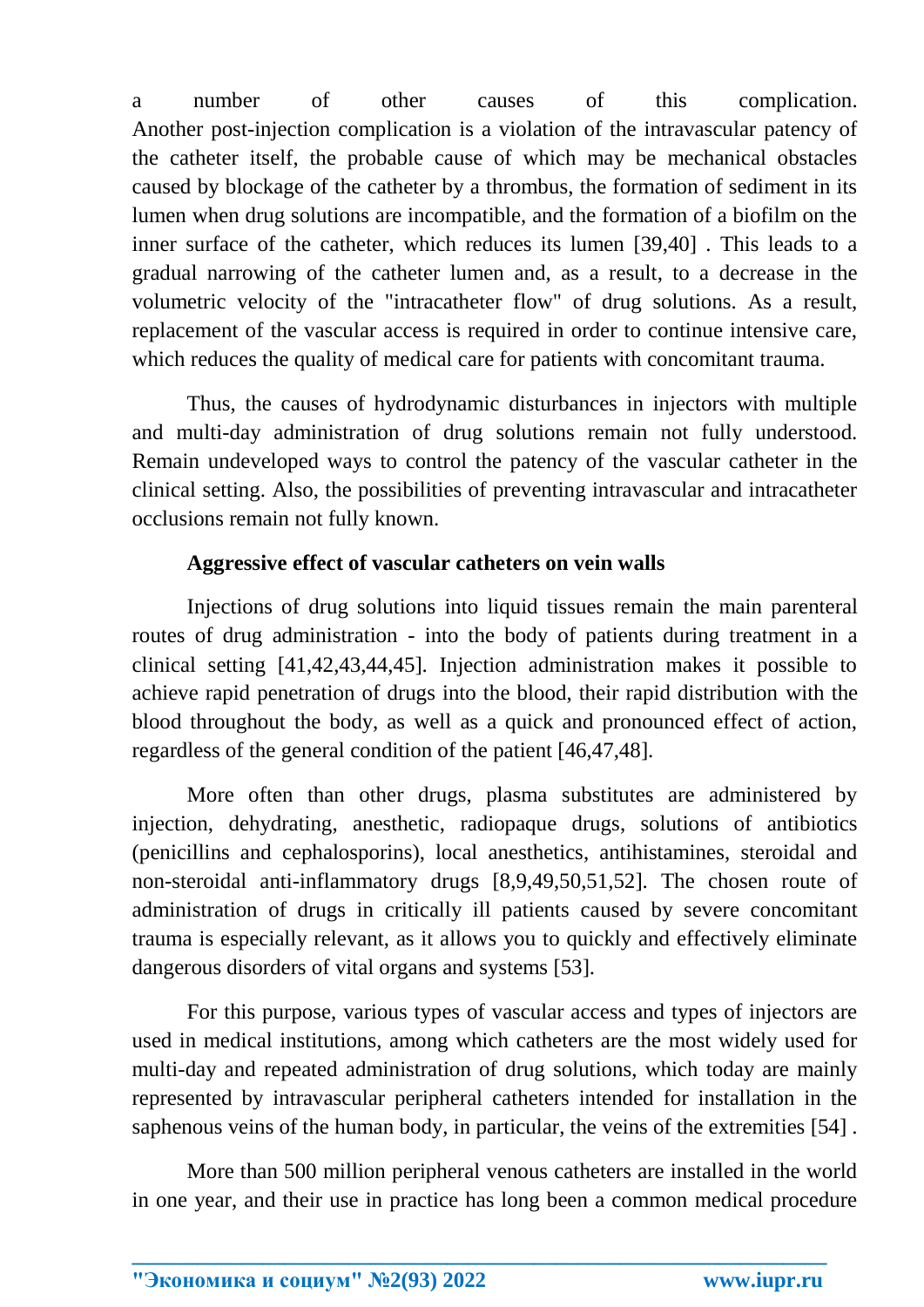a number of other causes of this complication. Another post-injection complication is a violation of the intravascular patency of the catheter itself, the probable cause of which may be mechanical obstacles caused by blockage of the catheter by a thrombus, the formation of sediment in its lumen when drug solutions are incompatible, and the formation of a biofilm on the inner surface of the catheter, which reduces its lumen [39,40] . This leads to a gradual narrowing of the catheter lumen and, as a result, to a decrease in the volumetric velocity of the "intracatheter flow" of drug solutions. As a result, replacement of the vascular access is required in order to continue intensive care, which reduces the quality of medical care for patients with concomitant trauma.

Thus, the causes of hydrodynamic disturbances in injectors with multiple and multi-day administration of drug solutions remain not fully understood. Remain undeveloped ways to control the patency of the vascular catheter in the clinical setting. Also, the possibilities of preventing intravascular and intracatheter occlusions remain not fully known.

**Aggressive effect of vascular catheters on vein walls**

Injections of drug solutions into liquid tissues remain the main parenteral routes of drug administration - into the body of patients during treatment in a clinical setting [41,42,43,44,45]. Injection administration makes it possible to achieve rapid penetration of drugs into the blood, their rapid distribution with the blood throughout the body, as well as a quick and pronounced effect of action, regardless of the general condition of the patient [46,47,48].

More often than other drugs, plasma substitutes are administered by injection, dehydrating, anesthetic, radiopaque drugs, solutions of antibiotics (penicillins and cephalosporins), local anesthetics, antihistamines, steroidal and non-steroidal anti-inflammatory drugs [8,9,49,50,51,52]. The chosen route of administration of drugs in critically ill patients caused by severe concomitant trauma is especially relevant, as it allows you to quickly and effectively eliminate dangerous disorders of vital organs and systems [53].

For this purpose, various types of vascular access and types of injectors are used in medical institutions, among which catheters are the most widely used for multi-day and repeated administration of drug solutions, which today are mainly represented by intravascular peripheral catheters intended for installation in the saphenous veins of the human body, in particular, the veins of the extremities [54] .

More than 500 million peripheral venous catheters are installed in the world in one year, and their use in practice has long been a common medical procedure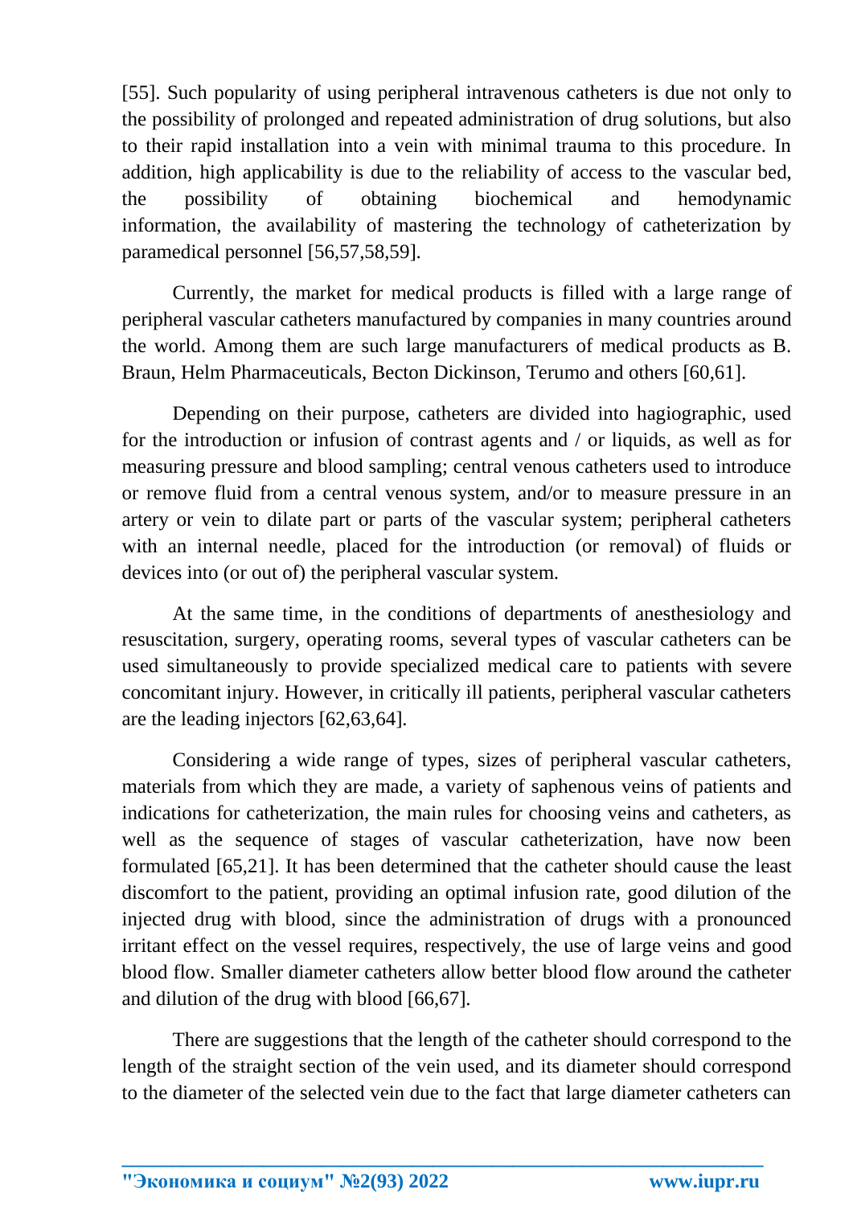[55]. Such popularity of using peripheral intravenous catheters is due not only to the possibility of prolonged and repeated administration of drug solutions, but also to their rapid installation into a vein with minimal trauma to this procedure. In addition, high applicability is due to the reliability of access to the vascular bed, the possibility of obtaining biochemical and hemodynamic information, the availability of mastering the technology of catheterization by paramedical personnel [56,57,58,59].

Currently, the market for medical products is filled with a large range of peripheral vascular catheters manufactured by companies in many countries around the world. Among them are such large manufacturers of medical products as B. Braun, Helm Pharmaceuticals, Becton Dickinson, Terumo and others [60,61].

Depending on their purpose, catheters are divided into hagiographic, used for the introduction or infusion of contrast agents and / or liquids, as well as for measuring pressure and blood sampling; central venous catheters used to introduce or remove fluid from a central venous system, and/or to measure pressure in an artery or vein to dilate part or parts of the vascular system; peripheral catheters with an internal needle, placed for the introduction (or removal) of fluids or devices into (or out of) the peripheral vascular system.

At the same time, in the conditions of departments of anesthesiology and resuscitation, surgery, operating rooms, several types of vascular catheters can be used simultaneously to provide specialized medical care to patients with severe concomitant injury. However, in critically ill patients, peripheral vascular catheters are the leading injectors [62,63,64].

Considering a wide range of types, sizes of peripheral vascular catheters, materials from which they are made, a variety of saphenous veins of patients and indications for catheterization, the main rules for choosing veins and catheters, as well as the sequence of stages of vascular catheterization, have now been formulated [65,21]. It has been determined that the catheter should cause the least discomfort to the patient, providing an optimal infusion rate, good dilution of the injected drug with blood, since the administration of drugs with a pronounced irritant effect on the vessel requires, respectively, the use of large veins and good blood flow. Smaller diameter catheters allow better blood flow around the catheter and dilution of the drug with blood [66,67].

There are suggestions that the length of the catheter should correspond to the length of the straight section of the vein used, and its diameter should correspond to the diameter of the selected vein due to the fact that large diameter catheters can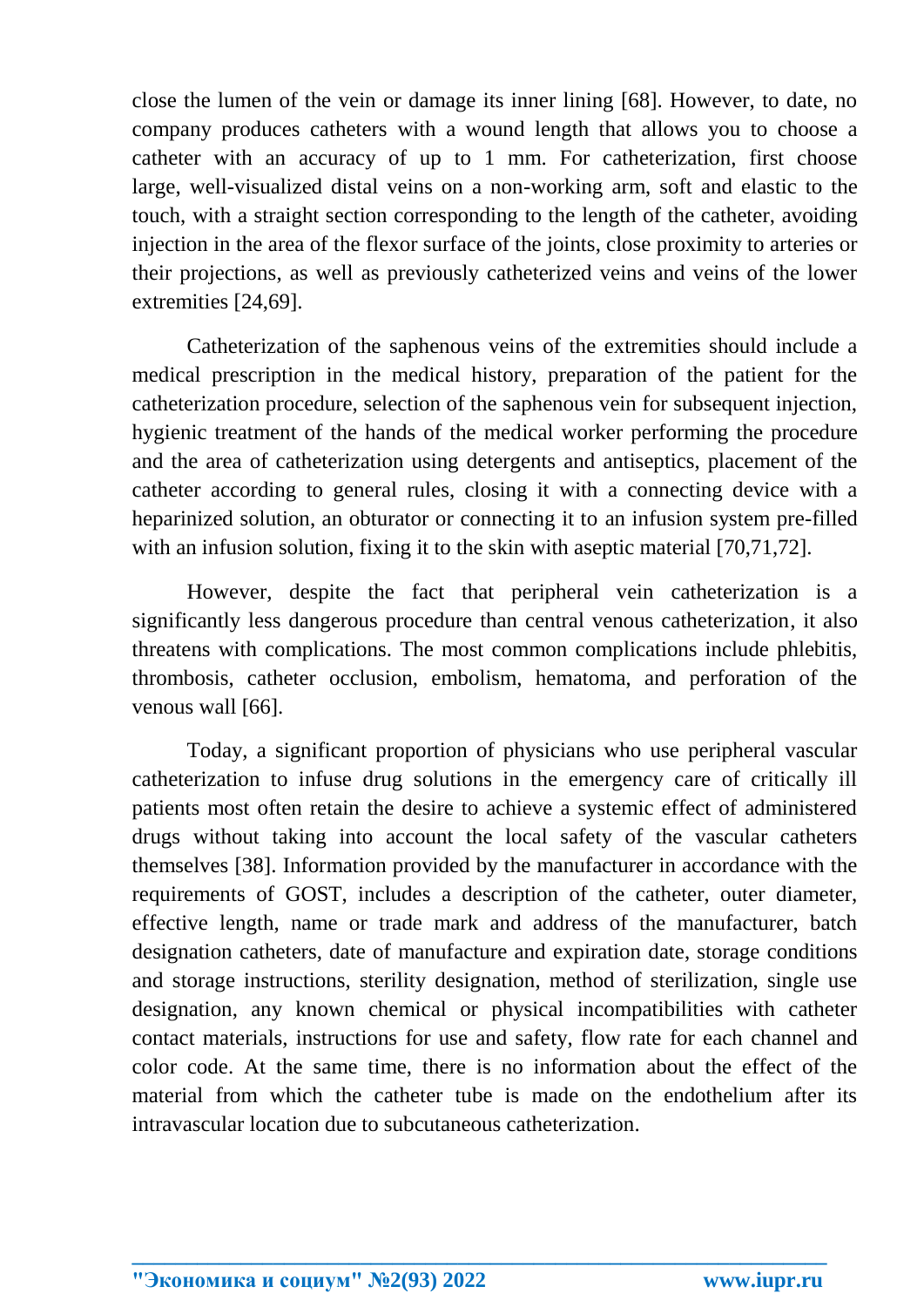close the lumen of the vein or damage its inner lining [68]. However, to date, no company produces catheters with a wound length that allows you to choose a catheter with an accuracy of up to 1 mm. For catheterization, first choose large, well-visualized distal veins on a non-working arm, soft and elastic to the touch, with a straight section corresponding to the length of the catheter, avoiding injection in the area of the flexor surface of the joints, close proximity to arteries or their projections, as well as previously catheterized veins and veins of the lower extremities [24,69].

Catheterization of the saphenous veins of the extremities should include a medical prescription in the medical history, preparation of the patient for the catheterization procedure, selection of the saphenous vein for subsequent injection, hygienic treatment of the hands of the medical worker performing the procedure and the area of catheterization using detergents and antiseptics, placement of the catheter according to general rules, closing it with a connecting device with a heparinized solution, an obturator or connecting it to an infusion system pre-filled with an infusion solution, fixing it to the skin with aseptic material [70,71,72].

However, despite the fact that peripheral vein catheterization is a significantly less dangerous procedure than central venous catheterization, it also threatens with complications. The most common complications include phlebitis, thrombosis, catheter occlusion, embolism, hematoma, and perforation of the venous wall [66].

Today, a significant proportion of physicians who use peripheral vascular catheterization to infuse drug solutions in the emergency care of critically ill patients most often retain the desire to achieve a systemic effect of administered drugs without taking into account the local safety of the vascular catheters themselves [38]. Information provided by the manufacturer in accordance with the requirements of GOST, includes a description of the catheter, outer diameter, effective length, name or trade mark and address of the manufacturer, batch designation catheters, date of manufacture and expiration date, storage conditions and storage instructions, sterility designation, method of sterilization, single use designation, any known chemical or physical incompatibilities with catheter contact materials, instructions for use and safety, flow rate for each channel and color code. At the same time, there is no information about the effect of the material from which the catheter tube is made on the endothelium after its intravascular location due to subcutaneous catheterization.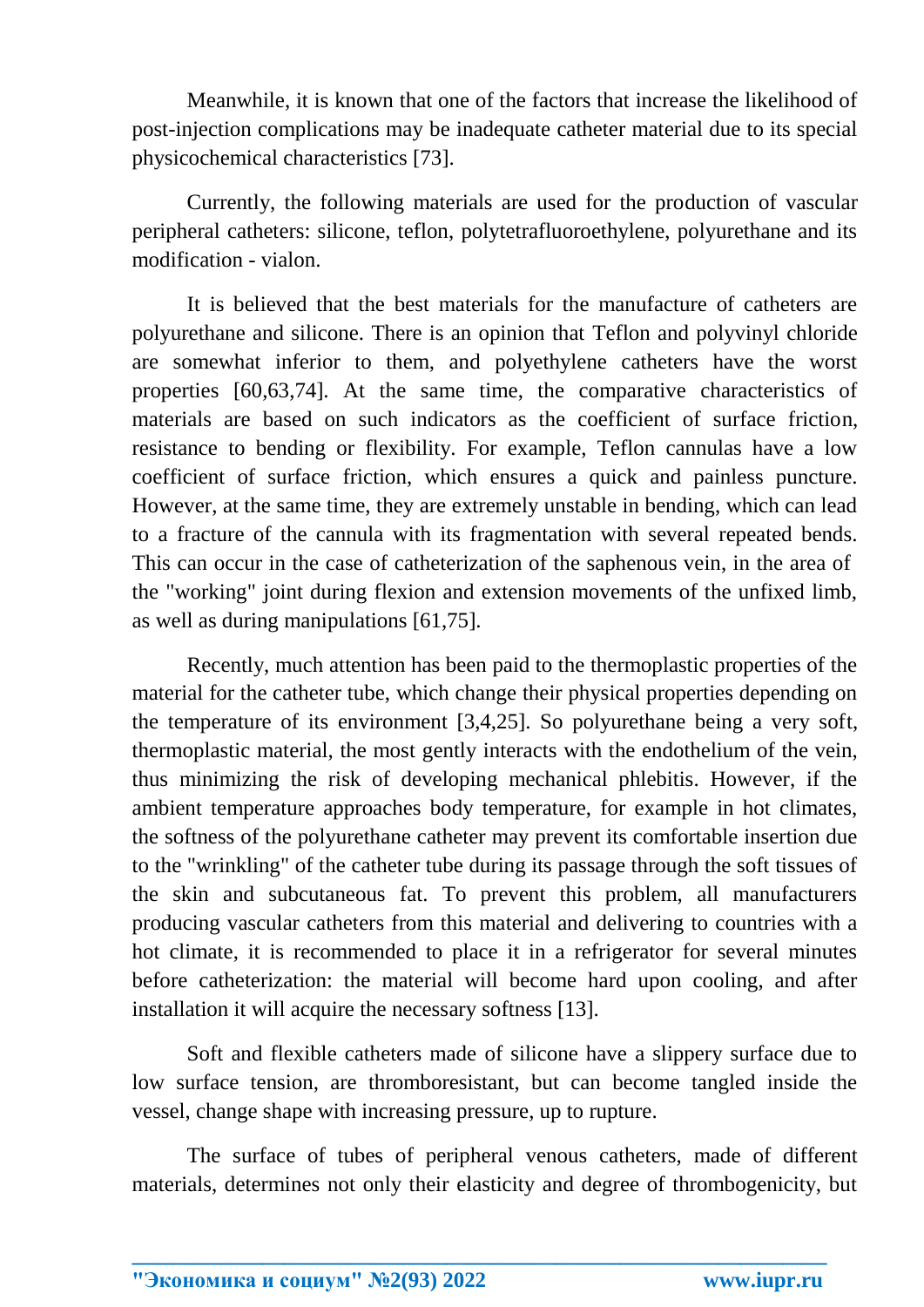Meanwhile, it is known that one of the factors that increase the likelihood of post-injection complications may be inadequate catheter material due to its special physicochemical characteristics [73].

Currently, the following materials are used for the production of vascular peripheral catheters: silicone, teflon, polytetrafluoroethylene, polyurethane and its modification - vialon.

It is believed that the best materials for the manufacture of catheters are polyurethane and silicone. There is an opinion that Teflon and polyvinyl chloride are somewhat inferior to them, and polyethylene catheters have the worst properties [60,63,74]. At the same time, the comparative characteristics of materials are based on such indicators as the coefficient of surface friction, resistance to bending or flexibility. For example, Teflon cannulas have a low coefficient of surface friction, which ensures a quick and painless puncture. However, at the same time, they are extremely unstable in bending, which can lead to a fracture of the cannula with its fragmentation with several repeated bends. This can occur in the case of catheterization of the saphenous vein, in the area of the "working" joint during flexion and extension movements of the unfixed limb, as well as during manipulations [61,75].

Recently, much attention has been paid to the thermoplastic properties of the material for the catheter tube, which change their physical properties depending on the temperature of its environment [3,4,25]. So polyurethane being a very soft, thermoplastic material, the most gently interacts with the endothelium of the vein, thus minimizing the risk of developing mechanical phlebitis. However, if the ambient temperature approaches body temperature, for example in hot climates, the softness of the polyurethane catheter may prevent its comfortable insertion due to the "wrinkling" of the catheter tube during its passage through the soft tissues of the skin and subcutaneous fat. To prevent this problem, all manufacturers producing vascular catheters from this material and delivering to countries with a hot climate, it is recommended to place it in a refrigerator for several minutes before catheterization: the material will become hard upon cooling, and after installation it will acquire the necessary softness [13].

Soft and flexible catheters made of silicone have a slippery surface due to low surface tension, are thromboresistant, but can become tangled inside the vessel, change shape with increasing pressure, up to rupture.

The surface of tubes of peripheral venous catheters, made of different materials, determines not only their elasticity and degree of thrombogenicity, but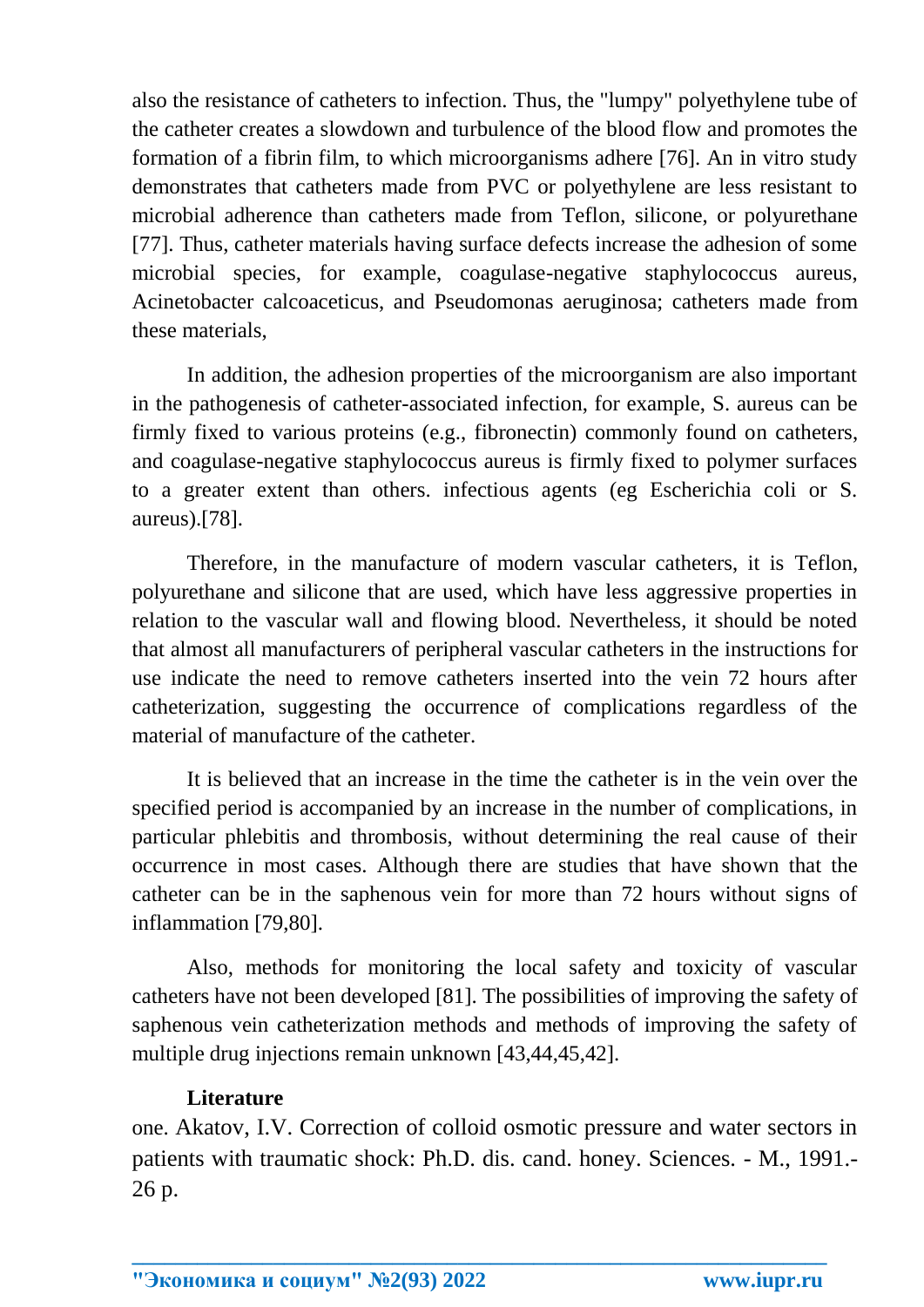also the resistance of catheters to infection. Thus, the "lumpy" polyethylene tube of the catheter creates a slowdown and turbulence of the blood flow and promotes the formation of a fibrin film, to which microorganisms adhere [76]. An in vitro study demonstrates that catheters made from PVC or polyethylene are less resistant to microbial adherence than catheters made from Teflon, silicone, or polyurethane [77]. Thus, catheter materials having surface defects increase the adhesion of some microbial species, for example, coagulase-negative staphylococcus aureus, Acinetobacter calcoaceticus, and Pseudomonas aeruginosa; catheters made from these materials,

In addition, the adhesion properties of the microorganism are also important in the pathogenesis of catheter-associated infection, for example, S. aureus can be firmly fixed to various proteins (e.g., fibronectin) commonly found on catheters, and coagulase-negative staphylococcus aureus is firmly fixed to polymer surfaces to a greater extent than others. infectious agents (eg Escherichia coli or S. aureus).[78].

Therefore, in the manufacture of modern vascular catheters, it is Teflon, polyurethane and silicone that are used, which have less aggressive properties in relation to the vascular wall and flowing blood. Nevertheless, it should be noted that almost all manufacturers of peripheral vascular catheters in the instructions for use indicate the need to remove catheters inserted into the vein 72 hours after catheterization, suggesting the occurrence of complications regardless of the material of manufacture of the catheter.

It is believed that an increase in the time the catheter is in the vein over the specified period is accompanied by an increase in the number of complications, in particular phlebitis and thrombosis, without determining the real cause of their occurrence in most cases. Although there are studies that have shown that the catheter can be in the saphenous vein for more than 72 hours without signs of inflammation [79,80].

Also, methods for monitoring the local safety and toxicity of vascular catheters have not been developed [81]. The possibilities of improving the safety of saphenous vein catheterization methods and methods of improving the safety of multiple drug injections remain unknown [43,44,45,42].

**Literature**

one. Akatov, I.V. Correction of colloid osmotic pressure and water sectors in patients with traumatic shock: Ph.D. dis. cand. honey. Sciences. - M., 1991.- 26 p.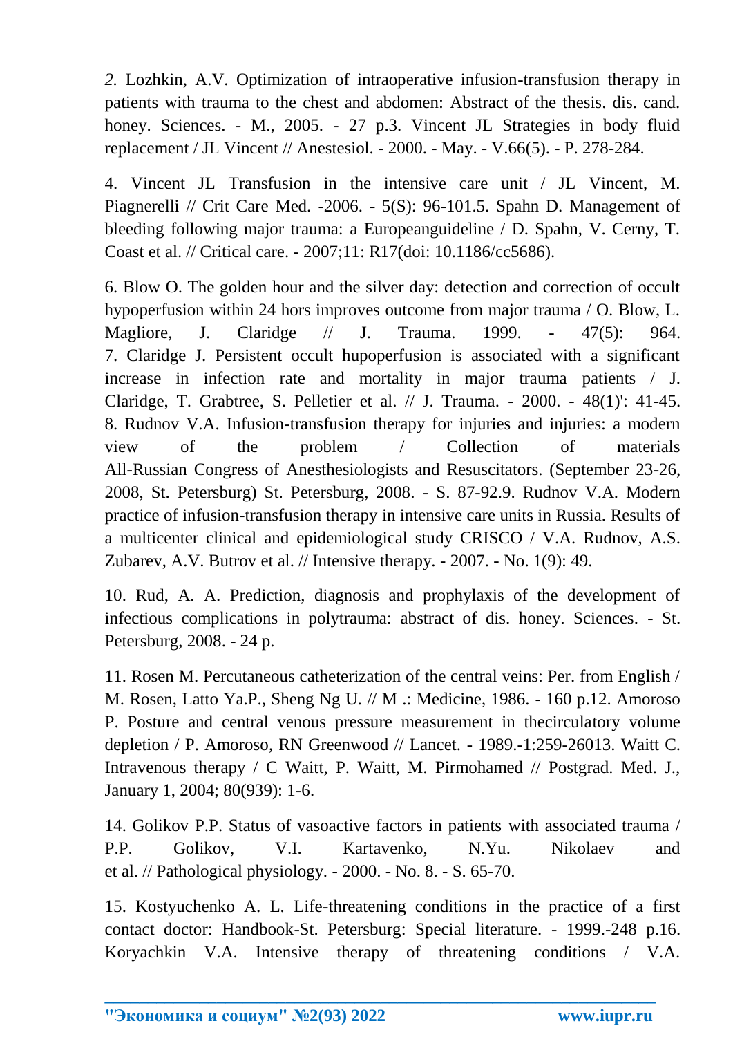*2.* Lozhkin, A.V. Optimization of intraoperative infusion-transfusion therapy in patients with trauma to the chest and abdomen: Abstract of the thesis. dis. cand. honey. Sciences. - M., 2005. - 27 p.3. Vincent JL Strategies in body fluid replacement / JL Vincent // Anestesiol. - 2000. - May. - V.66(5). - P. 278-284.

4. Vincent JL Transfusion in the intensive care unit / JL Vincent, M. Piagnerelli // Crit Care Med. -2006. - 5(S): 96-101.5. Spahn D. Management of bleeding following major trauma: a Europeanguideline / D. Spahn, V. Cerny, T. Coast et al. // Critical care. - 2007;11: R17(doi: 10.1186/cc5686).

6. Blow O. The golden hour and the silver day: detection and correction of occult hypoperfusion within 24 hors improves outcome from major trauma / O. Blow, L. Magliore, J. Claridge // J. Trauma. 1999. - 47(5): 964. 7. Claridge J. Persistent occult hupoperfusion is associated with a significant increase in infection rate and mortality in major trauma patients / J. Claridge, T. Grabtree, S. Pelletier et al. // J. Trauma. - 2000. - 48(1)': 41-45. 8. Rudnov V.A. Infusion-transfusion therapy for injuries and injuries: a modern view of the problem / Collection of materials All-Russian Congress of Anesthesiologists and Resuscitators. (September 23-26, 2008, St. Petersburg) St. Petersburg, 2008. - S. 87-92.9. Rudnov V.A. Modern practice of infusion-transfusion therapy in intensive care units in Russia. Results of a multicenter clinical and epidemiological study CRISCO / V.A. Rudnov, A.S. Zubarev, A.V. Butrov et al. // Intensive therapy. - 2007. - No. 1(9): 49.

10. Rud, A. A. Prediction, diagnosis and prophylaxis of the development of infectious complications in polytrauma: abstract of dis. honey. Sciences. - St. Petersburg, 2008. - 24 p.

11. Rosen M. Percutaneous catheterization of the central veins: Per. from English / M. Rosen, Latto Ya.P., Sheng Ng U. // M .: Medicine, 1986. - 160 p.12. Amoroso P. Posture and central venous pressure measurement in thecirculatory volume depletion / P. Amoroso, RN Greenwood // Lancet. - 1989.-1:259-26013. Waitt C. Intravenous therapy / C Waitt, P. Waitt, M. Pirmohamed // Postgrad. Med. J., January 1, 2004; 80(939): 1-6.

14. Golikov P.P. Status of vasoactive factors in patients with associated trauma / P.P. Golikov, V.I. Kartavenko, N.Yu. Nikolaev and et al. // Pathological physiology. - 2000. - No. 8. - S. 65-70.

15. Kostyuchenko A. L. Life-threatening conditions in the practice of a first contact doctor: Handbook-St. Petersburg: Special literature. - 1999.-248 p.16. Koryachkin V.A. Intensive therapy of threatening conditions / V.A.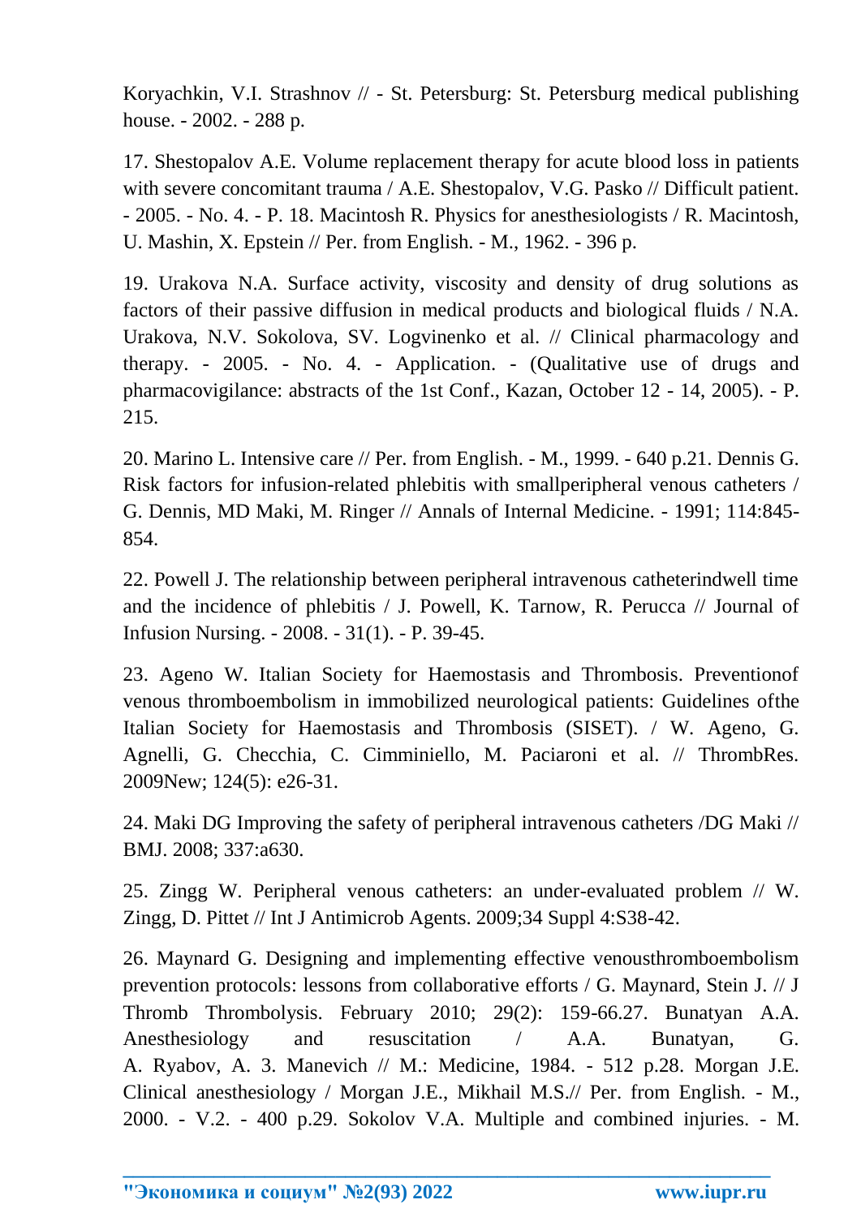Koryachkin, V.I. Strashnov // - St. Petersburg: St. Petersburg medical publishing house. - 2002. - 288 p.

17. Shestopalov A.E. Volume replacement therapy for acute blood loss in patients with severe concomitant trauma / A.E. Shestopalov, V.G. Pasko // Difficult patient. - 2005. - No. 4. - P. 18. Macintosh R. Physics for anesthesiologists / R. Macintosh, U. Mashin, X. Epstein // Per. from English. - M., 1962. - 396 p.

19. Urakova N.A. Surface activity, viscosity and density of drug solutions as factors of their passive diffusion in medical products and biological fluids / N.A. Urakova, N.V. Sokolova, SV. Logvinenko et al. // Clinical pharmacology and therapy. - 2005. - No. 4. - Application. - (Qualitative use of drugs and pharmacovigilance: abstracts of the 1st Conf., Kazan, October 12 - 14, 2005). - P. 215.

20. Marino L. Intensive care // Per. from English. - M., 1999. - 640 p.21. Dennis G. Risk factors for infusion-related phlebitis with smallperipheral venous catheters / G. Dennis, MD Maki, M. Ringer // Annals of Internal Medicine. - 1991; 114:845-854.

22. Powell J. The relationship between peripheral intravenous catheterindwell time and the incidence of phlebitis / J. Powell, K. Tarnow, R. Perucca // Journal of Infusion Nursing. - 2008. - 31(1). - P. 39-45.

23. Ageno W. Italian Society for Haemostasis and Thrombosis. Preventionof venous thromboembolism in immobilized neurological patients: Guidelines ofthe Italian Society for Haemostasis and Thrombosis (SISET). / W. Ageno, G. Agnelli, G. Checchia, C. Cimminiello, M. Paciaroni et al. // ThrombRes. 2009New; 124(5): e26-31.

24. Maki DG Improving the safety of peripheral intravenous catheters /DG Maki // BMJ. 2008; 337:a630.

25. Zingg W. Peripheral venous catheters: an under-evaluated problem // W. Zingg, D. Pittet // Int J Antimicrob Agents. 2009;34 Suppl 4:S38-42.

26. Maynard G. Designing and implementing effective venousthromboembolism prevention protocols: lessons from collaborative efforts / G. Maynard, Stein J. // J Thromb Thrombolysis. February 2010; 29(2): 159-66.27. Bunatyan A.A. Anesthesiology and resuscitation / A.A. Bunatyan, G. A. Ryabov, A. 3. Manevich // M.: Medicine, 1984. - 512 p.28. Morgan J.E. Clinical anesthesiology / Morgan J.E., Mikhail M.S.// Per. from English. - M., 2000. - V.2. - 400 p.29. Sokolov V.A. Multiple and combined injuries. - M.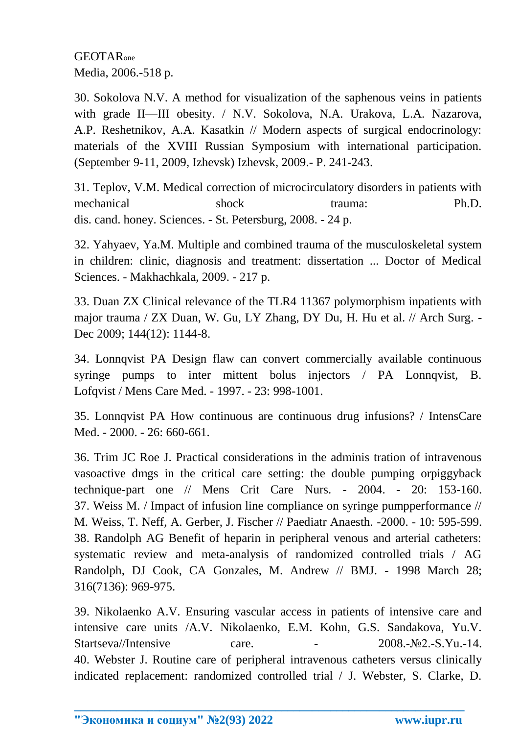GEOTARone
Media, 2006.-518 p.

30. Sokolova N.V. A method for visualization of the saphenous veins in patients with grade II—III obesity. / N.V. Sokolova, N.A. Urakova, L.A. Nazarova, A.P. Reshetnikov, A.A. Kasatkin // Modern aspects of surgical endocrinology: materials of the XVIII Russian Symposium with international participation. (September 9-11, 2009, Izhevsk) Izhevsk, 2009.- P. 241-243.

31. Teplov, V.M. Medical correction of microcirculatory disorders in patients with mechanical shock trauma: Ph.D. dis. cand. honey. Sciences. - St. Petersburg, 2008. - 24 p.

32. Yahyaev, Ya.M. Multiple and combined trauma of the musculoskeletal system in children: clinic, diagnosis and treatment: dissertation ... Doctor of Medical Sciences. - Makhachkala, 2009. - 217 p.

33. Duan ZX Clinical relevance of the TLR4 11367 polymorphism inpatients with major trauma / ZX Duan, W. Gu, LY Zhang, DY Du, H. Hu et al. // Arch Surg. - Dec 2009; 144(12): 1144-8.

34. Lonnqvist PA Design flaw can convert commercially available continuous syringe pumps to inter mittent bolus injectors / PA Lonnqvist, B. Lofqvist / Mens Care Med. - 1997. - 23: 998-1001.

35. Lonnqvist PA How continuous are continuous drug infusions? / IntensCare Med. - 2000. - 26: 660-661.

36. Trim JC Roe J. Practical considerations in the adminis tration of intravenous vasoactive dmgs in the critical care setting: the double pumping orpiggyback technique-part one // Mens Crit Care Nurs. - 2004. - 20: 153-160.
37. Weiss M. / Impact of infusion line compliance on syringe pumpperformance // M. Weiss, T. Neff, A. Gerber, J. Fischer // Paediatr Anaesth. -2000. - 10: 595-599.
38. Randolph AG Benefit of heparin in peripheral venous and arterial catheters: systematic review and meta-analysis of randomized controlled trials / AG Randolph, DJ Cook, CA Gonzales, M. Andrew // BMJ. - 1998 March 28; 316(7136): 969-975.

39. Nikolaenko A.V. Ensuring vascular access in patients of intensive care and intensive care units /A.V. Nikolaenko, E.M. Kohn, G.S. Sandakova, Yu.V. Startseva//Intensive care. - 2008.-№2.-S.Yu.-14.
40. Webster J. Routine care of peripheral intravenous catheters versus clinically indicated replacement: randomized controlled trial / J. Webster, S. Clarke, D.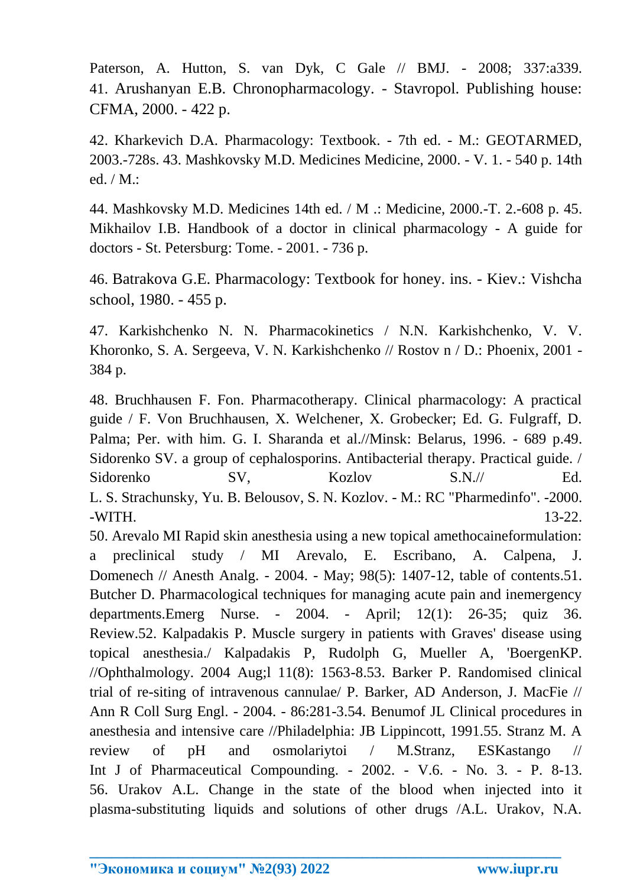Paterson, A. Hutton, S. van Dyk, C Gale // BMJ. - 2008; 337:a339. 41. Arushanyan E.B. Chronopharmacology. - Stavropol. Publishing house: CFMA, 2000. - 422 p.

42. Kharkevich D.A. Pharmacology: Textbook. - 7th ed. - M.: GEOTARMED, 2003.-728s. 43. Mashkovsky M.D. Medicines Medicine, 2000. - V. 1. - 540 p. 14th ed. / M.:

44. Mashkovsky M.D. Medicines 14th ed. / M .: Medicine, 2000.-T. 2.-608 p. 45. Mikhailov I.B. Handbook of a doctor in clinical pharmacology - A guide for doctors - St. Petersburg: Tome. - 2001. - 736 p.

46. Batrakova G.E. Pharmacology: Textbook for honey. ins. - Kiev.: Vishcha school, 1980. - 455 p.

47. Karkishchenko N. N. Pharmacokinetics / N.N. Karkishchenko, V. V. Khoronko, S. A. Sergeeva, V. N. Karkishchenko // Rostov n / D.: Phoenix, 2001 - 384 p.

48. Bruchhausen F. Fon. Pharmacotherapy. Clinical pharmacology: A practical guide / F. Von Bruchhausen, X. Welchener, X. Grobecker; Ed. G. Fulgraff, D. Palma; Per. with him. G. I. Sharanda et al.//Minsk: Belarus, 1996. - 689 p.49. Sidorenko SV. a group of cephalosporins. Antibacterial therapy. Practical guide. / Sidorenko SV, Kozlov S.N.// Ed. L. S. Strachunsky, Yu. B. Belousov, S. N. Kozlov. - M.: RC "Pharmedinfo". -2000. -WITH. 13-22.
50. Arevalo MI Rapid skin anesthesia using a new topical amethocaineformulation: a preclinical study / MI Arevalo, E. Escribano, A. Calpena, J. Domenech // Anesth Analg. - 2004. - May; 98(5): 1407-12, table of contents.51. Butcher D. Pharmacological techniques for managing acute pain and inemergency departments.Emerg Nurse. - 2004. - April; 12(1): 26-35; quiz 36. Review.52. Kalpadakis P. Muscle surgery in patients with Graves' disease using topical anesthesia./ Kalpadakis P, Rudolph G, Mueller A, 'BoergenKP. //Ophthalmology. 2004 Aug;l 11(8): 1563-8.53. Barker P. Randomised clinical trial of re-siting of intravenous cannulae/ P. Barker, AD Anderson, J. MacFie // Ann R Coll Surg Engl. - 2004. - 86:281-3.54. Benumof JL Clinical procedures in anesthesia and intensive care //Philadelphia: JB Lippincott, 1991.55. Stranz M. A review of pH and osmolariytoi / M.Stranz, ESKastango // Int J of Pharmaceutical Compounding. - 2002. - V.6. - No. 3. - P. 8-13. 56. Urakov A.L. Change in the state of the blood when injected into it plasma-substituting liquids and solutions of other drugs /A.L. Urakov, N.A.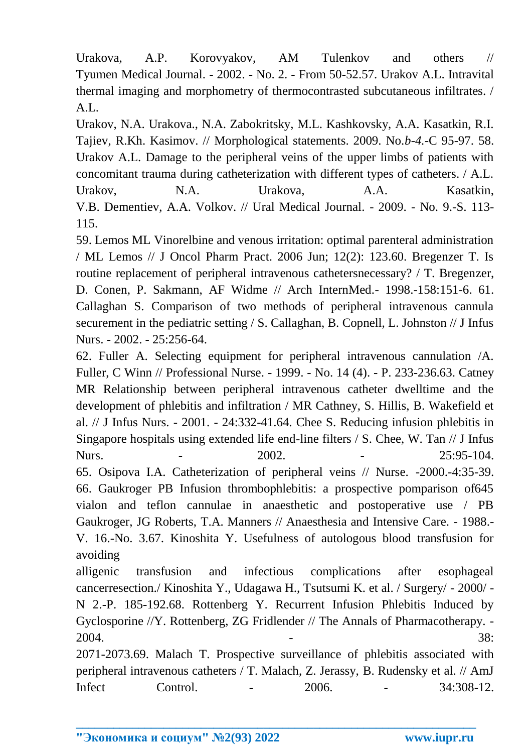Urakova, A.P. Korovyakov, AM Tulenkov and others // Tyumen Medical Journal. - 2002. - No. 2. - From 50-52.57. Urakov A.L. Intravital thermal imaging and morphometry of thermocontrasted subcutaneous infiltrates. / A.L.

Urakov, N.A. Urakova., N.A. Zabokritsky, M.L. Kashkovsky, A.A. Kasatkin, R.I. Tajiev, R.Kh. Kasimov. // Morphological statements. 2009. No.*b-4.*-C 95-97. 58. Urakov A.L. Damage to the peripheral veins of the upper limbs of patients with concomitant trauma during catheterization with different types of catheters. / A.L. Urakov, N.A. Urakova, A.A. Kasatkin, V.B. Dementiev, A.A. Volkov. // Ural Medical Journal. - 2009. - No. 9.-S. 113-115.

59. Lemos ML Vinorelbine and venous irritation: optimal parenteral administration / ML Lemos // J Oncol Pharm Pract. 2006 Jun; 12(2): 123.60. Bregenzer T. Is routine replacement of peripheral intravenous cathetersnecessary? / T. Bregenzer, D. Conen, P. Sakmann, AF Widme // Arch InternMed.- 1998.-158:151-6. 61. Callaghan S. Comparison of two methods of peripheral intravenous cannula securement in the pediatric setting / S. Callaghan, B. Copnell, L. Johnston // J Infus Nurs. - 2002. - 25:256-64.

62. Fuller A. Selecting equipment for peripheral intravenous cannulation /A. Fuller, C Winn // Professional Nurse. - 1999. - No. 14 (4). - P. 233-236.63. Catney MR Relationship between peripheral intravenous catheter dwelltime and the development of phlebitis and infiltration / MR Cathney, S. Hillis, B. Wakefield et al. // J Infus Nurs. - 2001. - 24:332-41.64. Chee S. Reducing infusion phlebitis in Singapore hospitals using extended life end-line filters / S. Chee, W. Tan // J Infus Nurs. - 2002. - 25:95-104. 65. Osipova I.A. Catheterization of peripheral veins // Nurse. -2000.-4:35-39. 66. Gaukroger PB Infusion thrombophlebitis: a prospective pomparison of645 vialon and teflon cannulae in anaesthetic and postoperative use / PB Gaukroger, JG Roberts, T.A. Manners // Anaesthesia and Intensive Care. - 1988.- V. 16.-No. 3.67. Kinoshita Y. Usefulness of autologous blood transfusion for avoiding

alligenic transfusion and infectious complications after esophageal cancerresection./ Kinoshita Y., Udagawa H., Tsutsumi K. et al. / Surgery/ - 2000/ - N 2.-P. 185-192.68. Rottenberg Y. Recurrent Infusion Phlebitis Induced by Gyclosporine //Y. Rottenberg, ZG Fridlender // The Annals of Pharmacotherapy. - 2004. - 38: 2071-2073.69. Malach T. Prospective surveillance of phlebitis associated with peripheral intravenous catheters / T. Malach, Z. Jerassy, B. Rudensky et al. // AmJ Infect Control. - 2006. - 34:308-12.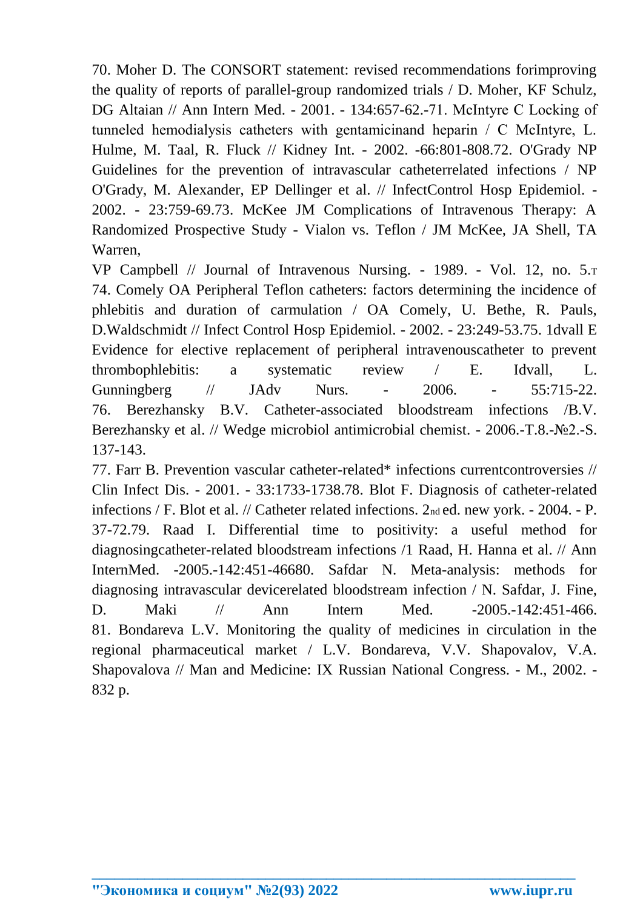70. Moher D. The CONSORT statement: revised recommendations forimproving the quality of reports of parallel-group randomized trials / D. Moher, KF Schulz, DG Altaian // Ann Intern Med. - 2001. - 134:657-62.-71. McIntyre C Locking of tunneled hemodialysis catheters with gentamicinand heparin / C McIntyre, L. Hulme, M. Taal, R. Fluck // Kidney Int. - 2002. -66:801-808.72. O'Grady NP Guidelines for the prevention of intravascular catheterrelated infections / NP O'Grady, M. Alexander, EP Dellinger et al. // InfectControl Hosp Epidemiol. - 2002. - 23:759-69.73. McKee JM Complications of Intravenous Therapy: A Randomized Prospective Study - Vialon vs. Teflon / JM McKee, JA Shell, TA Warren,

VP Campbell // Journal of Intravenous Nursing. - 1989. - Vol. 12, no. 5.т
74. Comely OA Peripheral Teflon catheters: factors determining the incidence of phlebitis and duration of carmulation / OA Comely, U. Bethe, R. Pauls, D.Waldschmidt // Infect Control Hosp Epidemiol. - 2002. - 23:249-53.75. 1dvall E Evidence for elective replacement of peripheral intravenouscatheter to prevent thrombophlebitis: a systematic review / E. Idvall, L. Gunningberg // JAdv Nurs. - 2006. - 55:715-22.
76. Berezhansky B.V. Catheter-associated bloodstream infections /B.V. Berezhansky et al. // Wedge microbiol antimicrobial chemist. - 2006.-T.8.-№2.-S. 137-143.
77. Farr B. Prevention vascular catheter-related* infections currentcontroversies // Clin Infect Dis. - 2001. - 33:1733-1738.78. Blot F. Diagnosis of catheter-related infections / F. Blot et al. // Catheter related infections. 2nd ed. new york. - 2004. - P. 37-72.79. Raad I. Differential time to positivity: a useful method for diagnosingcatheter-related bloodstream infections /1 Raad, H. Hanna et al. // Ann InternMed. -2005.-142:451-46680. Safdar N. Meta-analysis: methods for diagnosing intravascular devicerelated bloodstream infection / N. Safdar, J. Fine, D. Maki // Ann Intern Med. -2005.-142:451-466.
81. Bondareva L.V. Monitoring the quality of medicines in circulation in the regional pharmaceutical market / L.V. Bondareva, V.V. Shapovalov, V.A. Shapovalova // Man and Medicine: IX Russian National Congress. - M., 2002. - 832 p.